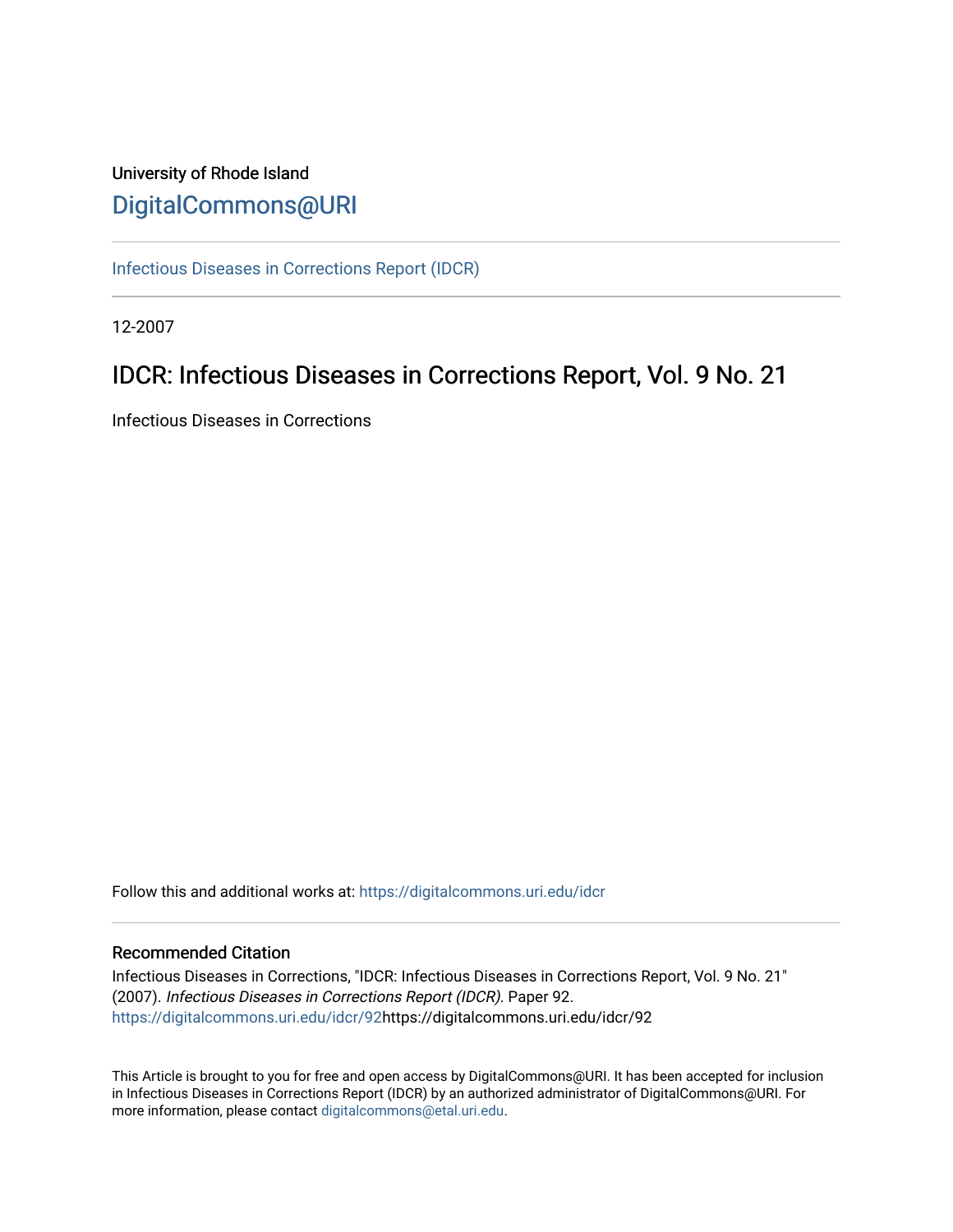University of Rhode Island

## DigitalCommons@URI

Infectious Diseases in Corrections Report (IDCR)

12-2007

# IDCR: Infectious Diseases in Corrections Report, Vol. 9 No. 21

Infectious Diseases in Corrections

Follow this and additional works at: https://digitalcommons.uri.edu/idcr

### Recommended Citation

Infectious Diseases in Corrections, "IDCR: Infectious Diseases in Corrections Report, Vol. 9 No. 21" (2007). *Infectious Diseases in Corrections Report (IDCR).* Paper 92.
https://digitalcommons.uri.edu/idcr/92https://digitalcommons.uri.edu/idcr/92

This Article is brought to you for free and open access by DigitalCommons@URI. It has been accepted for inclusion in Infectious Diseases in Corrections Report (IDCR) by an authorized administrator of DigitalCommons@URI. For more information, please contact digitalcommons@etal.uri.edu.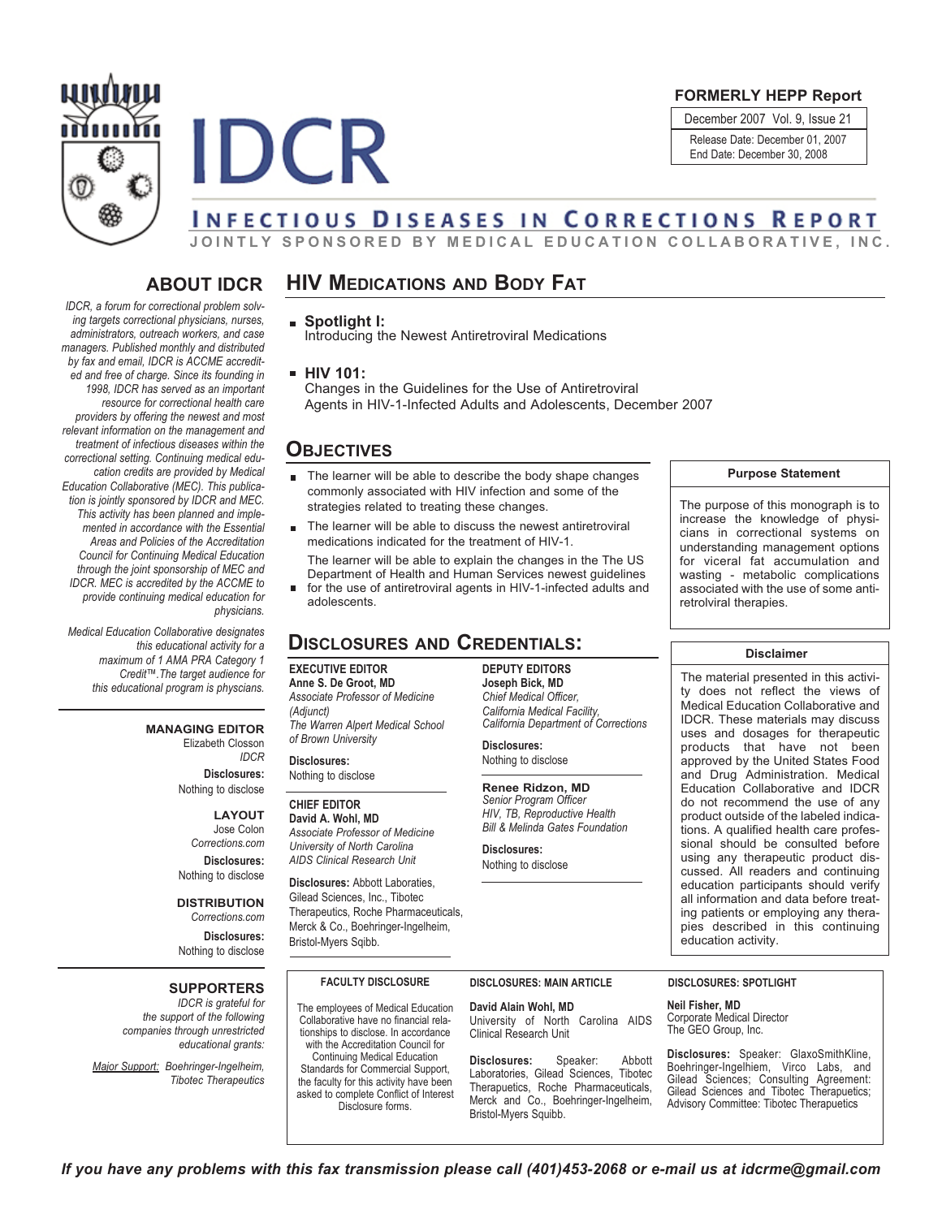**FORMERLY HEPP Report**

December 2007 Vol. 9, Issue 21

Release Date: December 01, 2007
End Date: December 30, 2008

# IDCR

## INFECTIOUS DISEASES IN CORRECTIONS REPORT

JOINTLY SPONSORED BY MEDICAL EDUCATION COLLABORATIVE, INC.

## ABOUT IDCR

*IDCR, a forum for correctional problem solving targets correctional physicians, nurses, administrators, outreach workers, and case managers. Published monthly and distributed by fax and email, IDCR is ACCME accredited and free of charge. Since its founding in 1998, IDCR has served as an important resource for correctional health care providers by offering the newest and most relevant information on the management and treatment of infectious diseases within the correctional setting. Continuing medical education credits are provided by Medical Education Collaborative (MEC). This publication is jointly sponsored by IDCR and MEC. This activity has been planned and implemented in accordance with the Essential Areas and Policies of the Accreditation Council for Continuing Medical Education through the joint sponsorship of MEC and IDCR. MEC is accredited by the ACCME to provide continuing medical education for physicians.*

*Medical Education Collaborative designates this educational activity for a maximum of 1 AMA PRA Category 1 Credit™. The target audience for this educational program is physcians.*

**MANAGING EDITOR**
Elizabeth Closson
*IDCR*
**Disclosures:**
Nothing to disclose

**LAYOUT**
Jose Colon
*Corrections.com*
**Disclosures:**
Nothing to disclose

**DISTRIBUTION**
*Corrections.com*
**Disclosures:**
Nothing to disclose

**SUPPORTERS**
*IDCR is grateful for the support of the following companies through unrestricted educational grants:*

*Major Support: Boehringer-Ingelheim, Tibotec Therapeutics*

## HIV MEDICATIONS AND BODY FAT

- **Spotlight I:**
  Introducing the Newest Antiretroviral Medications
- **HIV 101:**
  Changes in the Guidelines for the Use of Antiretroviral Agents in HIV-1-Infected Adults and Adolescents, December 2007

## OBJECTIVES

- The learner will be able to describe the body shape changes commonly associated with HIV infection and some of the strategies related to treating these changes.
- The learner will be able to discuss the newest antiretroviral medications indicated for the treatment of HIV-1.
- The learner will be able to explain the changes in the The US Department of Health and Human Services newest guidelines for the use of antiretroviral agents in HIV-1-infected adults and adolescents.

**Purpose Statement**

The purpose of this monograph is to increase the knowledge of physicians in correctional systems on understanding management options for viceral fat accumulation and wasting - metabolic complications associated with the use of some antiretrolviral therapies.

## DISCLOSURES AND CREDENTIALS:

**EXECUTIVE EDITOR**
**Anne S. De Groot, MD**
*Associate Professor of Medicine (Adjunct)*
*The Warren Alpert Medical School of Brown University*
**Disclosures:**
Nothing to disclose

**CHIEF EDITOR**
**David A. Wohl, MD**
*Associate Professor of Medicine*
*University of North Carolina*
*AIDS Clinical Research Unit*
**Disclosures:** Abbott Laboraties, Gilead Sciences, Inc., Tibotec Therapeutics, Roche Pharmaceuticals, Merck & Co., Boehringer-Ingelheim, Bristol-Myers Sqibb.

**DEPUTY EDITORS**
**Joseph Bick, MD**
*Chief Medical Officer,*
*California Medical Facility,*
*California Department of Corrections*
**Disclosures:**
Nothing to disclose

**Renee Ridzon, MD**
*Senior Program Officer*
*HIV, TB, Reproductive Health*
*Bill & Melinda Gates Foundation*
**Disclosures:**
Nothing to disclose

**Disclaimer**

The material presented in this activity does not reflect the views of Medical Education Collaborative and IDCR. These materials may discuss uses and dosages for therapeutic products that have not been approved by the United States Food and Drug Administration. Medical Education Collaborative and IDCR do not recommend the use of any product outside of the labeled indications. A qualified health care professional should be consulted before using any therapeutic product discussed. All readers and continuing education participants should verify all information and data before treating patients or employing any therapies described in this continuing education activity.

**FACULTY DISCLOSURE**

The employees of Medical Education Collaborative have no financial relationships to disclose. In accordance with the Accreditation Council for Continuing Medical Education Standards for Commercial Support, the faculty for this activity have been asked to complete Conflict of Interest Disclosure forms.

**DISCLOSURES: MAIN ARTICLE**

**David Alain Wohl, MD**
University of North Carolina AIDS Clinical Research Unit

**Disclosures:** Speaker: Abbott Laboratories, Gilead Sciences, Tibotec Therapeutics, Roche Pharmaceuticals, Merck and Co., Boehringer-Ingelheim, Bristol-Myers Squibb.

**DISCLOSURES: SPOTLIGHT**

**Neil Fisher, MD**
Corporate Medical Director
The GEO Group, Inc.

**Disclosures:** Speaker: GlaxoSmithKline, Boehringer-Ingelhiem, Virco Labs, and Gilead Sciences; Consulting Agreement: Gilead Sciences and Tibotec Therapuetics; Advisory Committee: Tibotec Therapuetics

*If you have any problems with this fax transmission please call (401)453-2068 or e-mail us at idcrme@gmail.com*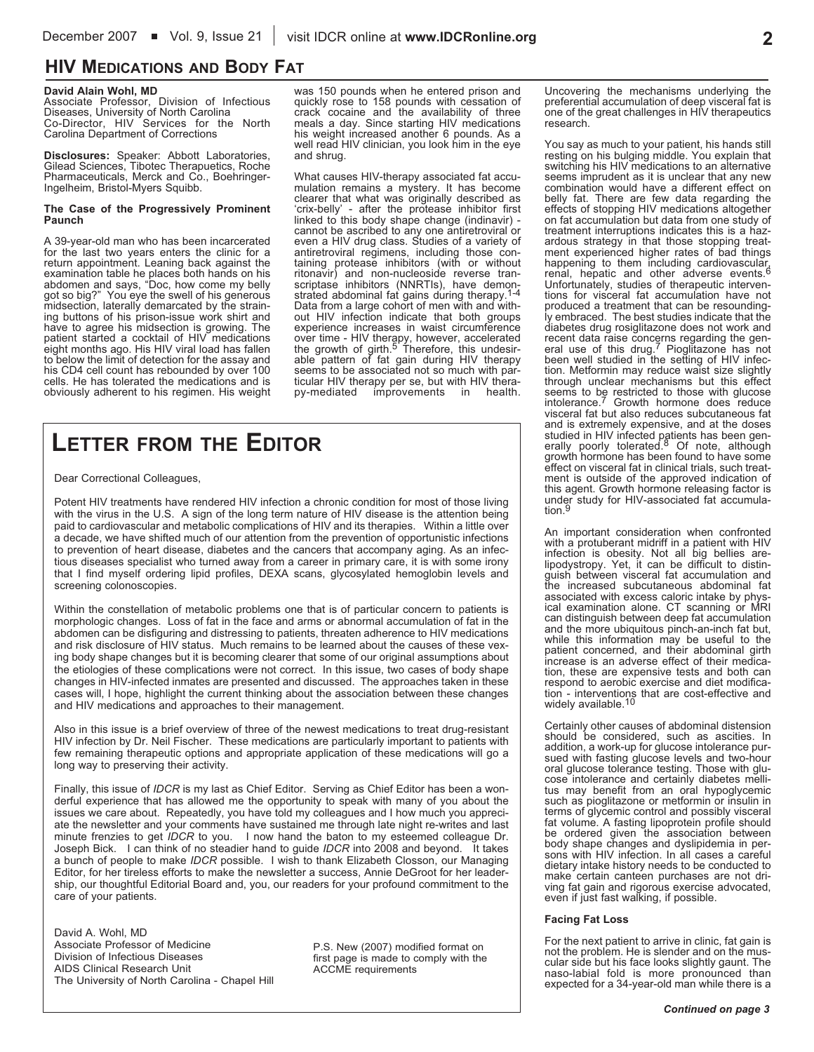## HIV Medications and Body Fat

**David Alain Wohl, MD**
Associate Professor, Division of Infectious Diseases, University of North Carolina
Co-Director, HIV Services for the North Carolina Department of Corrections

**Disclosures:** Speaker: Abbott Laboratories, Gilead Sciences, Tibotec Therapeutics, Roche Pharmaceuticals, Merck and Co., Boehringer-Ingelheim, Bristol-Myers Squibb.

**The Case of the Progressively Prominent Paunch**

A 39-year-old man who has been incarcerated for the last two years enters the clinic for a return appointment. Leaning back against the examination table he places both hands on his abdomen and says, "Doc, how come my belly got so big?" You eye the swell of his generous midsection, laterally demarcated by the straining buttons of his prison-issue work shirt and have to agree his midsection is growing. The patient started a cocktail of HIV medications eight months ago. His HIV viral load has fallen to below the limit of detection for the assay and his CD4 cell count has rebounded by over 100 cells. He has tolerated the medications and is obviously adherent to his regimen. His weight was 150 pounds when he entered prison and quickly rose to 158 pounds with cessation of crack cocaine and the availability of three meals a day. Since starting HIV medications his weight increased another 6 pounds. As a well read HIV clinician, you look him in the eye and shrug.

What causes HIV-therapy associated fat accumulation remains a mystery. It has become clearer that what was originally described as 'crix-belly' - after the protease inhibitor first linked to this body shape change (indinavir) - cannot be ascribed to any one antiretroviral or even a HIV drug class. Studies of a variety of antiretroviral regimens, including those containing protease inhibitors (with or without ritonavir) and non-nucleoside reverse transcriptase inhibitors (NNRTIs), have demonstrated abdominal fat gains during therapy.[1-4] Data from a large cohort of men with and without HIV infection indicate that both groups experience increases in waist circumference over time - HIV therapy, however, accelerated the growth of girth.[5] Therefore, this undesirable pattern of fat gain during HIV therapy seems to be associated not so much with particular HIV therapy per se, but with HIV therapy-mediated improvements in health. Uncovering the mechanisms underlying the preferential accumulation of deep visceral fat is one of the great challenges in HIV therapeutics research.

You say as much to your patient, his hands still resting on his bulging middle. You explain that switching his HIV medications to an alternative seems imprudent as it is unclear that any new combination would have a different effect on belly fat. There are few data regarding the effects of stopping HIV medications altogether on fat accumulation but data from one study of treatment interruptions indicates this is a hazardous strategy in that those stopping treatment experienced higher rates of bad things happening to them including cardiovascular, renal, hepatic and other adverse events.[6] Unfortunately, studies of therapeutic interventions for visceral fat accumulation have not produced a treatment that can be resoundingly embraced. The best studies indicate that the diabetes drug rosiglitazone does not work and recent data raise concerns regarding the general use of this drug.[7] Pioglitazone has not been well studied in the setting of HIV infection. Metformin may reduce waist size slightly through unclear mechanisms but this effect seems to be restricted to those with glucose intolerance.[7] Growth hormone does reduce visceral fat but also reduces subcutaneous fat and is extremely expensive, and at the doses studied in HIV infected patients has been generally poorly tolerated.[8] Of note, although growth hormone has been found to have some effect on visceral fat in clinical trials, such treatment is outside of the approved indication of this agent. Growth hormone releasing factor is under study for HIV-associated fat accumulation.[9]

An important consideration when confronted with a protuberant midriff in a patient with HIV infection is obesity. Not all big bellies are lipodystropy. Yet, it can be difficult to distinguish between visceral fat accumulation and the increased subcutaneous abdominal fat associated with excess caloric intake by physical examination alone. CT scanning or MRI can distinguish between deep fat accumulation and the more ubiquitous pinch-an-inch fat but, while this information may be useful to the patient concerned, and their abdominal girth increase is an adverse effect of their medication, these are expensive tests and both can respond to aerobic exercise and diet modification - interventions that are cost-effective and widely available.[10]

Certainly other causes of abdominal distension should be considered, such as ascities. In addition, a work-up for glucose intolerance pursued with fasting glucose levels and two-hour oral glucose tolerance testing. Those with glucose intolerance and certainly diabetes mellitus may benefit from an oral hypoglycemic such as pioglitazone or metformin or insulin in terms of glycemic control and possibly visceral fat volume. A fasting lipoprotein profile should be ordered given the association between body shape changes and dyslipidemia in persons with HIV infection. In all cases a careful dietary intake history needs to be conducted to make certain canteen purchases are not driving fat gain and rigorous exercise advocated, even if just fast walking, if possible.

**Facing Fat Loss**

For the next patient to arrive in clinic, fat gain is not the problem. He is slender and on the muscular side but his face looks slightly gaunt. The naso-labial fold is more pronounced than expected for a 34-year-old man while there is a

*Continued on page 3*

## Letter from the Editor

Dear Correctional Colleagues,

Potent HIV treatments have rendered HIV infection a chronic condition for most of those living with the virus in the U.S. A sign of the long term nature of HIV disease is the attention being paid to cardiovascular and metabolic complications of HIV and its therapies. Within a little over a decade, we have shifted much of our attention from the prevention of opportunistic infections to prevention of heart disease, diabetes and the cancers that accompany aging. As an infectious diseases specialist who turned away from a career in primary care, it is with some irony that I find myself ordering lipid profiles, DEXA scans, glycosylated hemoglobin levels and screening colonoscopies.

Within the constellation of metabolic problems one that is of particular concern to patients is morphologic changes. Loss of fat in the face and arms or abnormal accumulation of fat in the abdomen can be disfiguring and distressing to patients, threaten adherence to HIV medications and risk disclosure of HIV status. Much remains to be learned about the causes of these vexing body shape changes but it is becoming clearer that some of our original assumptions about the etiologies of these complications were not correct. In this issue, two cases of body shape changes in HIV-infected inmates are presented and discussed. The approaches taken in these cases will, I hope, highlight the current thinking about the association between these changes and HIV medications and approaches to their management.

Also in this issue is a brief overview of three of the newest medications to treat drug-resistant HIV infection by Dr. Neil Fischer. These medications are particularly important to patients with few remaining therapeutic options and appropriate application of these medications will go a long way to preserving their activity.

Finally, this issue of *IDCR* is my last as Chief Editor. Serving as Chief Editor has been a wonderful experience that has allowed me the opportunity to speak with many of you about the issues we care about. Repeatedly, you have told my colleagues and I how much you appreciate the newsletter and your comments have sustained me through late night re-writes and last minute frenzies to get *IDCR* to you. I now hand the baton to my esteemed colleague Dr. Joseph Bick. I can think of no steadier hand to guide *IDCR* into 2008 and beyond. It takes a bunch of people to make *IDCR* possible. I wish to thank Elizabeth Closson, our Managing Editor, for her tireless efforts to make the newsletter a success, Annie DeGroot for her leadership, our thoughtful Editorial Board and, you, our readers for your profound commitment to the care of your patients.

David A. Wohl, MD
Associate Professor of Medicine
Division of Infectious Diseases
AIDS Clinical Research Unit
The University of North Carolina - Chapel Hill

P.S. New (2007) modified format on first page is made to comply with the ACCME requirements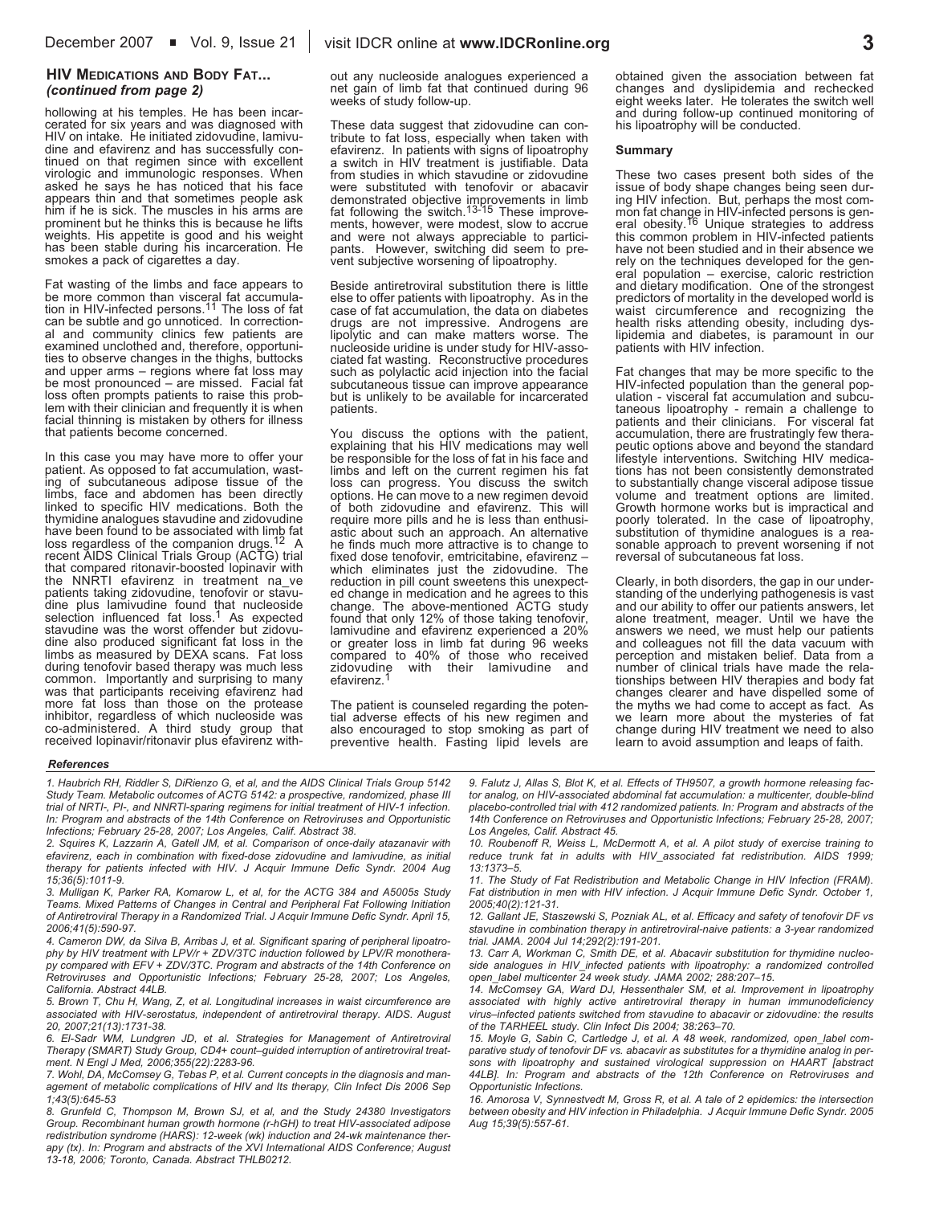### HIV Medications and Body Fat...
*(continued from page 2)*

hollowing at his temples. He has been incarcerated for six years and was diagnosed with HIV on intake. He initiated zidovudine, lamivudine and efavirenz and has successfully continued on that regimen since with excellent virologic and immunologic responses. When asked he says he has noticed that his face appears thin and that sometimes people ask him if he is sick. The muscles in his arms are prominent but he thinks this is because he lifts weights. His appetite is good and his weight has been stable during his incarceration. He smokes a pack of cigarettes a day.

Fat wasting of the limbs and face appears to be more common than visceral fat accumulation in HIV-infected persons.[11] The loss of fat can be subtle and go unnoticed. In correctional and community clinics few patients are examined unclothed and, therefore, opportunities to observe changes in the thighs, buttocks and upper arms – regions where fat loss may be most pronounced – are missed. Facial fat loss often prompts patients to raise this problem with their clinician and frequently it is when facial thinning is mistaken by others for illness that patients become concerned.

In this case you may have more to offer your patient. As opposed to fat accumulation, wasting of subcutaneous adipose tissue of the limbs, face and abdomen has been directly linked to specific HIV medications. Both the thymidine analogues stavudine and zidovudine have been found to be associated with limb fat loss regardless of the companion drugs.[12] A recent AIDS Clinical Trials Group (ACTG) trial that compared ritonavir-boosted lopinavir with the NNRTI efavirenz in treatment na_ve patients taking zidovudine, tenofovir or stavudine plus lamivudine found that nucleoside selection influenced fat loss.[1] As expected stavudine was the worst offender but zidovudine also produced significant fat loss in the limbs as measured by DEXA scans. Fat loss during tenofovir based therapy was much less common. Importantly and surprising to many was that participants receiving efavirenz had more fat loss than those on the protease inhibitor, regardless of which nucleoside was co-administered. A third study group that received lopinavir/ritonavir plus efavirenz without any nucleoside analogues experienced a net gain of limb fat that continued during 96 weeks of study follow-up.

These data suggest that zidovudine can contribute to fat loss, especially when taken with efavirenz. In patients with signs of lipoatrophy a switch in HIV treatment is justifiable. Data from studies in which stavudine or zidovudine were substituted with tenofovir or abacavir demonstrated objective improvements in limb fat following the switch.[13-15] These improvements, however, were modest, slow to accrue and were not always appreciable to participants. However, switching did seem to prevent subjective worsening of lipoatrophy.

Beside antiretroviral substitution there is little else to offer patients with lipoatrophy. As in the case of fat accumulation, the data on diabetes drugs are not impressive. Androgens are lipolytic and can make matters worse. The nucleoside uridine is under study for HIV-associated fat wasting. Reconstructive procedures such as polylactic acid injection into the facial subcutaneous tissue can improve appearance but is unlikely to be available for incarcerated patients.

You discuss the options with the patient, explaining that his HIV medications may well be responsible for the loss of fat in his face and limbs and left on the current regimen his fat loss can progress. You discuss the switch options. He can move to a new regimen devoid of both zidovudine and efavirenz. This will require more pills and he is less than enthusiastic about such an approach. An alternative he finds much more attractive is to change to fixed dose tenofovir, emtricitabine, efavirenz – which eliminates just the zidovudine. The reduction in pill count sweetens this unexpected change in medication and he agrees to this change. The above-mentioned ACTG study found that only 12% of those taking tenofovir, lamivudine and efavirenz experienced a 20% or greater loss in limb fat during 96 weeks compared to 40% of those who received zidovudine with their lamivudine and efavirenz.[1]

The patient is counseled regarding the potential adverse effects of his new regimen and also encouraged to stop smoking as part of preventive health. Fasting lipid levels are obtained given the association between fat changes and dyslipidemia and rechecked eight weeks later. He tolerates the switch well and during follow-up continued monitoring of his lipoatrophy will be conducted.

#### Summary

These two cases present both sides of the issue of body shape changes being seen during HIV infection. But, perhaps the most common fat change in HIV-infected persons is general obesity.[16] Unique strategies to address this common problem in HIV-infected patients have not been studied and in their absence we rely on the techniques developed for the general population – exercise, caloric restriction and dietary modification. One of the strongest predictors of mortality in the developed world is waist circumference and recognizing the health risks attending obesity, including dyslipidemia and diabetes, is paramount in our patients with HIV infection.

Fat changes that may be more specific to the HIV-infected population than the general population - visceral fat accumulation and subcutaneous lipoatrophy - remain a challenge to patients and their clinicians. For visceral fat accumulation, there are frustratingly few therapeutic options above and beyond the standard lifestyle interventions. Switching HIV medications has not been consistently demonstrated to substantially change visceral adipose tissue volume and treatment options are limited. Growth hormone works but is impractical and poorly tolerated. In the case of lipoatrophy, substitution of thymidine analogues is a reasonable approach to prevent worsening if not reversal of subcutaneous fat loss.

Clearly, in both disorders, the gap in our understanding of the underlying pathogenesis is vast and our ability to offer our patients answers, let alone treatment, meager. Until we have the answers we need, we must help our patients and colleagues not fill the data vacuum with perception and mistaken belief. Data from a number of clinical trials have made the relationships between HIV therapies and body fat changes clearer and have dispelled some of the myths we had come to accept as fact. As we learn more about the mysteries of fat change during HIV treatment we need to also learn to avoid assumption and leaps of faith.

#### References

*1. Haubrich RH, Riddler S, DiRienzo G, et al, and the AIDS Clinical Trials Group 5142 Study Team. Metabolic outcomes of ACTG 5142: a prospective, randomized, phase III trial of NRTI-, PI-, and NNRTI-sparing regimens for initial treatment of HIV-1 infection. In: Program and abstracts of the 14th Conference on Retroviruses and Opportunistic Infections; February 25-28, 2007; Los Angeles, Calif. Abstract 38.*

*2. Squires K, Lazzarin A, Gatell JM, et al. Comparison of once-daily atazanavir with efavirenz, each in combination with fixed-dose zidovudine and lamivudine, as initial therapy for patients infected with HIV. J Acquir Immune Defic Syndr. 2004 Aug 15;36(5):1011-9.*

*3. Mulligan K, Parker RA, Komarow L, et al, for the ACTG 384 and A5005s Study Teams. Mixed Patterns of Changes in Central and Peripheral Fat Following Initiation of Antiretroviral Therapy in a Randomized Trial. J Acquir Immune Defic Syndr. April 15, 2006;41(5):590-97.*

*4. Cameron DW, da Silva B, Arribas J, et al. Significant sparing of peripheral lipoatrophy by HIV treatment with LPV/r + ZDV/3TC induction followed by LPV/R monotherapy compared with EFV + ZDV/3TC. Program and abstracts of the 14th Conference on Retroviruses and Opportunistic Infections; February 25-28, 2007; Los Angeles, California. Abstract 44LB.*

*5. Brown T, Chu H, Wang, Z, et al. Longitudinal increases in waist circumference are associated with HIV-serostatus, independent of antiretroviral therapy. AIDS. August 20, 2007;21(13):1731-38.*

*6. El-Sadr WM, Lundgren JD, et al. Strategies for Management of Antiretroviral Therapy (SMART) Study Group, CD4+ count–guided interruption of antiretroviral treatment. N Engl J Med, 2006;355(22):2283-96.*

*7. Wohl, DA, McComsey G, Tebas P, et al. Current concepts in the diagnosis and management of metabolic complications of HIV and Its therapy, Clin Infect Dis 2006 Sep 1;43(5):645-53*

*8. Grunfeld C, Thompson M, Brown SJ, et al, and the Study 24380 Investigators Group. Recombinant human growth hormone (r-hGH) to treat HIV-associated adipose redistribution syndrome (HARS): 12-week (wk) induction and 24-wk maintenance therapy (tx). In: Program and abstracts of the XVI International AIDS Conference; August 13-18, 2006; Toronto, Canada. Abstract THLB0212.*

*9. Falutz J, Allas S, Blot K, et al. Effects of TH9507, a growth hormone releasing factor analog, on HIV-associated abdominal fat accumulation: a multicenter, double-blind placebo-controlled trial with 412 randomized patients. In: Program and abstracts of the 14th Conference on Retroviruses and Opportunistic Infections; February 25-28, 2007; Los Angeles, Calif. Abstract 45.*

*10. Roubenoff R, Weiss L, McDermott A, et al. A pilot study of exercise training to reduce trunk fat in adults with HIV_associated fat redistribution. AIDS 1999; 13:1373–5.*

*11. The Study of Fat Redistribution and Metabolic Change in HIV Infection (FRAM). Fat distribution in men with HIV infection. J Acquir Immune Defic Syndr. October 1, 2005;40(2):121-31.*

*12. Gallant JE, Staszewski S, Pozniak AL, et al. Efficacy and safety of tenofovir DF vs stavudine in combination therapy in antiretroviral-naive patients: a 3-year randomized trial. JAMA. 2004 Jul 14;292(2):191-201.*

*13. Carr A, Workman C, Smith DE, et al. Abacavir substitution for thymidine nucleoside analogues in HIV_infected patients with lipoatrophy: a randomized controlled open_label multicenter 24 week study. JAMA 2002; 288:207–15.*

*14. McComsey GA, Ward DJ, Hessenthaler SM, et al. Improvement in lipoatrophy associated with highly active antiretroviral therapy in human immunodeficiency virus–infected patients switched from stavudine to abacavir or zidovudine: the results of the TARHEEL study. Clin Infect Dis 2004; 38:263–70.*

*15. Moyle G, Sabin C, Cartledge J, et al. A 48 week, randomized, open_label comparative study of tenofovir DF vs. abacavir as substitutes for a thymidine analog in persons with lipoatrophy and sustained virological suppression on HAART [abstract 44LB]. In: Program and abstracts of the 12th Conference on Retroviruses and Opportunistic Infections.*

*16. Amorosa V, Synnestvedt M, Gross R, et al. A tale of 2 epidemics: the intersection between obesity and HIV infection in Philadelphia. J Acquir Immune Defic Syndr. 2005 Aug 15;39(5):557-61.*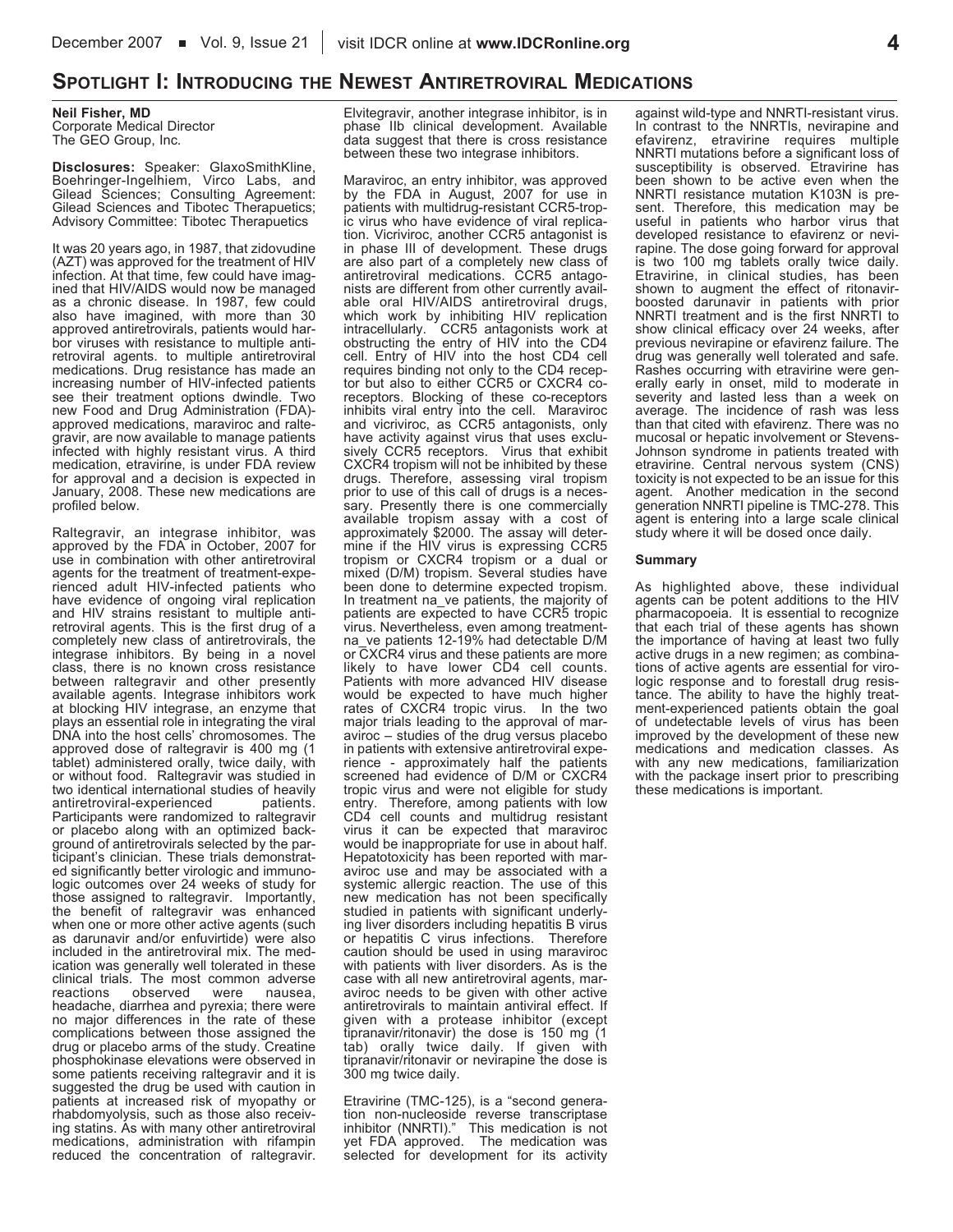## Spotlight I: Introducing the Newest Antiretroviral Medications

**Neil Fisher, MD**
Corporate Medical Director
The GEO Group, Inc.

**Disclosures:** Speaker: GlaxoSmithKline, Boehringer-Ingelhiem, Virco Labs, and Gilead Sciences; Consulting Agreement: Gilead Sciences and Tibotec Therapeutics; Advisory Committee: Tibotec Therapeutics

It was 20 years ago, in 1987, that zidovudine (AZT) was approved for the treatment of HIV infection. At that time, few could have imagined that HIV/AIDS would now be managed as a chronic disease. In 1987, few could also have imagined, with more than 30 approved antiretrovirals, patients would harbor viruses with resistance to multiple antiretroviral agents. to multiple antiretroviral medications. Drug resistance has made an increasing number of HIV-infected patients see their treatment options dwindle. Two new Food and Drug Administration (FDA)-approved medications, maraviroc and raltegravir, are now available to manage patients infected with highly resistant virus. A third medication, etravirine, is under FDA review for approval and a decision is expected in January, 2008. These new medications are profiled below.

Raltegravir, an integrase inhibitor, was approved by the FDA in October, 2007 for use in combination with other antiretroviral agents for the treatment of treatment-experienced adult HIV-infected patients who have evidence of ongoing viral replication and HIV strains resistant to multiple antiretroviral agents. This is the first drug of a completely new class of antiretrovirals, the integrase inhibitors. By being in a novel class, there is no known cross resistance between raltegravir and other presently available agents. Integrase inhibitors work at blocking HIV integrase, an enzyme that plays an essential role in integrating the viral DNA into the host cells' chromosomes. The approved dose of raltegravir is 400 mg (1 tablet) administered orally, twice daily, with or without food. Raltegravir was studied in two identical international studies of heavily antiretroviral-experienced patients. Participants were randomized to raltegravir or placebo along with an optimized background of antiretrovirals selected by the participant's clinician. These trials demonstrated significantly better virologic and immunologic outcomes over 24 weeks of study for those assigned to raltegravir. Importantly, the benefit of raltegravir was enhanced when one or more other active agents (such as darunavir and/or enfuvirtide) were also included in the antiretroviral mix. The medication was generally well tolerated in these clinical trials. The most common adverse reactions observed were nausea, headache, diarrhea and pyrexia; there were no major differences in the rate of these complications between those assigned the drug or placebo arms of the study. Creatine phosphokinase elevations were observed in some patients receiving raltegravir and it is suggested the drug be used with caution in patients at increased risk of myopathy or rhabdomyolysis, such as those also receiving statins. As with many other antiretroviral medications, administration with rifampin reduced the concentration of raltegravir. Elvitegravir, another integrase inhibitor, is in phase IIb clinical development. Available data suggest that there is cross resistance between these two integrase inhibitors.

Maraviroc, an entry inhibitor, was approved by the FDA in August, 2007 for use in patients with multidrug-resistant CCR5-tropic virus who have evidence of viral replication. Vicriviroc, another CCR5 antagonist is in phase III of development. These drugs are also part of a completely new class of antiretroviral medications. CCR5 antagonists are different from other currently available oral HIV/AIDS antiretroviral drugs, which work by inhibiting HIV replication intracellularly. CCR5 antagonists work at obstructing the entry of HIV into the CD4 cell. Entry of HIV into the host CD4 cell requires binding not only to the CD4 receptor but also to either CCR5 or CXCR4 co-receptors. Blocking of these co-receptors inhibits viral entry into the cell. Maraviroc and vicriviroc, as CCR5 antagonists, only have activity against virus that uses exclusively CCR5 receptors. Virus that exhibit CXCR4 tropism will not be inhibited by these drugs. Therefore, assessing viral tropism prior to use of this call of drugs is a necessary. Presently there is one commercially available tropism assay with a cost of approximately $2000. The assay will determine if the HIV virus is expressing CCR5 tropism or CXCR4 tropism or a dual or mixed (D/M) tropism. Several studies have been done to determine expected tropism. In treatment na_ve patients, the majority of patients are expected to have CCR5 tropic virus. Nevertheless, even among treatment-na_ve patients 12-19% had detectable D/M or CXCR4 virus and these patients are more likely to have lower CD4 cell counts. Patients with more advanced HIV disease would be expected to have much higher rates of CXCR4 tropic virus. In the two major trials leading to the approval of maraviroc – studies of the drug versus placebo in patients with extensive antiretroviral experience - approximately half the patients screened had evidence of D/M or CXCR4 tropic virus and were not eligible for study entry. Therefore, among patients with low CD4 cell counts and multidrug resistant virus it can be expected that maraviroc would be inappropriate for use in about half. Hepatotoxicity has been reported with maraviroc use and may be associated with a systemic allergic reaction. The use of this new medication has not been specifically studied in patients with significant underlying liver disorders including hepatitis B virus or hepatitis C virus infections. Therefore caution should be used in using maraviroc with patients with liver disorders. As is the case with all new antiretroviral agents, maraviroc needs to be given with other active antiretrovirals to maintain antiviral effect. If given with a protease inhibitor (except tipranavir/ritonavir) the dose is 150 mg (1 tab) orally twice daily. If given with tipranavir/ritonavir or nevirapine the dose is 300 mg twice daily.

Etravirine (TMC-125), is a "second generation non-nucleoside reverse transcriptase inhibitor (NNRTI)." This medication is not yet FDA approved. The medication was selected for development for its activity against wild-type and NNRTI-resistant virus. In contrast to the NNRTIs, nevirapine and efavirenz, etravirine requires multiple NNRTI mutations before a significant loss of susceptibility is observed. Etravirine has been shown to be active even when the NNRTI resistance mutation K103N is present. Therefore, this medication may be useful in patients who harbor virus that developed resistance to efavirenz or nevirapine. The dose going forward for approval is two 100 mg tablets orally twice daily. Etravirine, in clinical studies, has been shown to augment the effect of ritonavir-boosted darunavir in patients with prior NNRTI treatment and is the first NNRTI to show clinical efficacy over 24 weeks, after previous nevirapine or efavirenz failure. The drug was generally well tolerated and safe. Rashes occurring with etravirine were generally early in onset, mild to moderate in severity and lasted less than a week on average. The incidence of rash was less than that cited with efavirenz. There was no mucosal or hepatic involvement or Stevens-Johnson syndrome in patients treated with etravirine. Central nervous system (CNS) toxicity is not expected to be an issue for this agent. Another medication in the second generation NNRTI pipeline is TMC-278. This agent is entering into a large scale clinical study where it will be dosed once daily.

#### Summary

As highlighted above, these individual agents can be potent additions to the HIV pharmacopoeia. It is essential to recognize that each trial of these agents has shown the importance of having at least two fully active drugs in a new regimen; as combinations of active agents are essential for virologic response and to forestall drug resistance. The ability to have the highly treatment-experienced patients obtain the goal of undetectable levels of virus has been improved by the development of these new medications and medication classes. As with any new medications, familiarization with the package insert prior to prescribing these medications is important.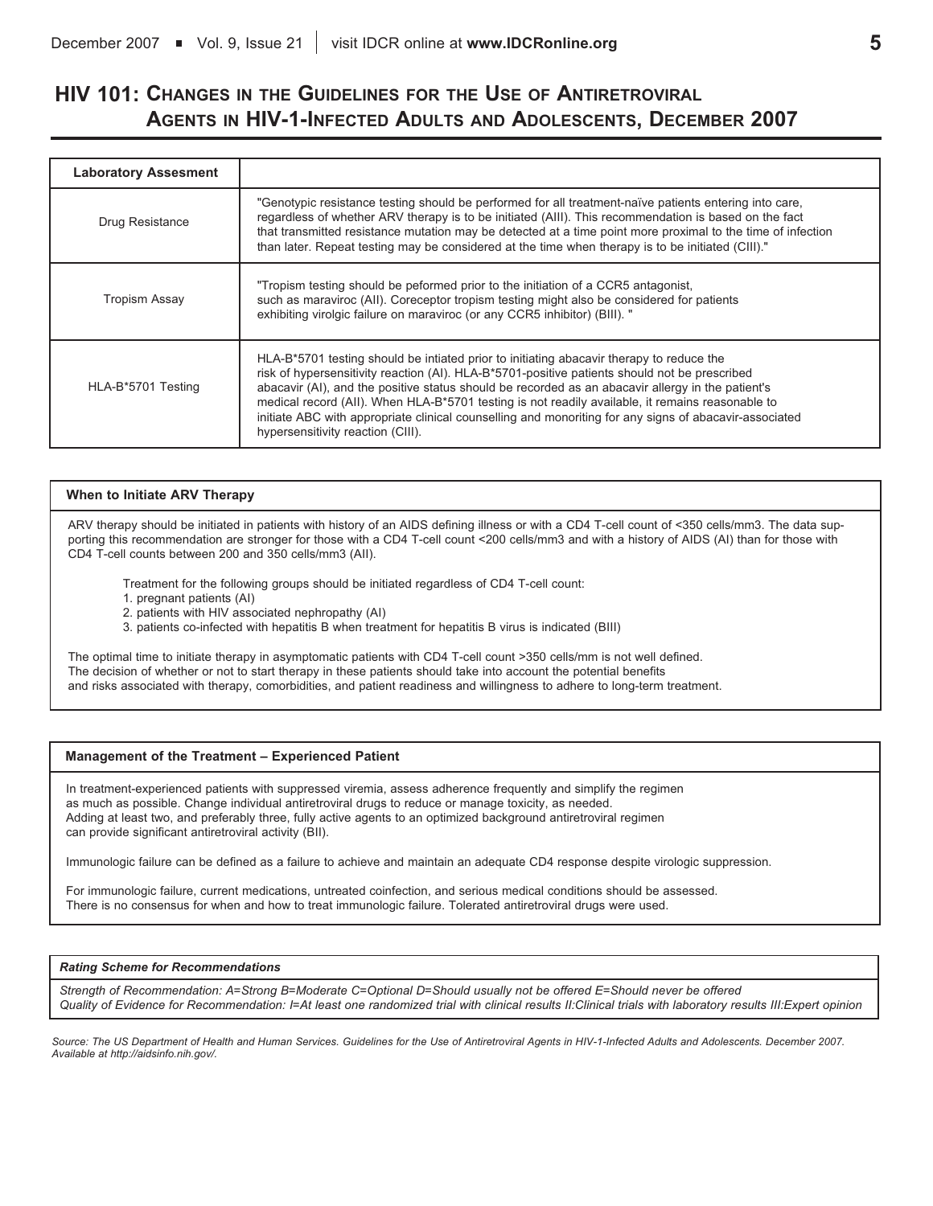# HIV 101: Changes in the Guidelines for the Use of Antiretroviral Agents in HIV-1-Infected Adults and Adolescents, December 2007

| Laboratory Assesment | |
|---|---|
| Drug Resistance | "Genotypic resistance testing should be performed for all treatment-naïve patients entering into care, regardless of whether ARV therapy is to be initiated (AIII). This recommendation is based on the fact that transmitted resistance mutation may be detected at a time point more proximal to the time of infection than later. Repeat testing may be considered at the time when therapy is to be initiated (CIII)." |
| Tropism Assay | "Tropism testing should be peformed prior to the initiation of a CCR5 antagonist, such as maraviroc (AII). Coreceptor tropism testing might also be considered for patients exhibiting virolgic failure on maraviroc (or any CCR5 inhibitor) (BIII). " |
| HLA-B*5701 Testing | HLA-B*5701 testing should be intiated prior to initiating abacavir therapy to reduce the risk of hypersensitivity reaction (AI). HLA-B*5701-positive patients should not be prescribed abacavir (AI), and the positive status should be recorded as an abacavir allergy in the patient's medical record (AII). When HLA-B*5701 testing is not readily available, it remains reasonable to initiate ABC with appropriate clinical counselling and monoriting for any signs of abacavir-associated hypersensitivity reaction (CIII). |

**When to Initiate ARV Therapy**

ARV therapy should be initiated in patients with history of an AIDS defining illness or with a CD4 T-cell count of <350 cells/mm3. The data supporting this recommendation are stronger for those with a CD4 T-cell count <200 cells/mm3 and with a history of AIDS (AI) than for those with CD4 T-cell counts between 200 and 350 cells/mm3 (AII).

Treatment for the following groups should be initiated regardless of CD4 T-cell count:

1. pregnant patients (AI)
2. patients with HIV associated nephropathy (AI)
3. patients co-infected with hepatitis B when treatment for hepatitis B virus is indicated (BIII)

The optimal time to initiate therapy in asymptomatic patients with CD4 T-cell count >350 cells/mm is not well defined. The decision of whether or not to start therapy in these patients should take into account the potential benefits and risks associated with therapy, comorbidities, and patient readiness and willingness to adhere to long-term treatment.

**Management of the Treatment – Experienced Patient**

In treatment-experienced patients with suppressed viremia, assess adherence frequently and simplify the regimen as much as possible. Change individual antiretroviral drugs to reduce or manage toxicity, as needed. Adding at least two, and preferably three, fully active agents to an optimized background antiretroviral regimen can provide significant antiretroviral activity (BII).

Immunologic failure can be defined as a failure to achieve and maintain an adequate CD4 response despite virologic suppression.

For immunologic failure, current medications, untreated coinfection, and serious medical conditions should be assessed. There is no consensus for when and how to treat immunologic failure. Tolerated antiretroviral drugs were used.

***Rating Scheme for Recommendations***

*Strength of Recommendation: A=Strong B=Moderate C=Optional D=Should usually not be offered E=Should never be offered*
*Quality of Evidence for Recommendation: I=At least one randomized trial with clinical results II:Clinical trials with laboratory results III:Expert opinion*

*Source: The US Department of Health and Human Services. Guidelines for the Use of Antiretroviral Agents in HIV-1-Infected Adults and Adolescents. December 2007. Available at http://aidsinfo.nih.gov/.*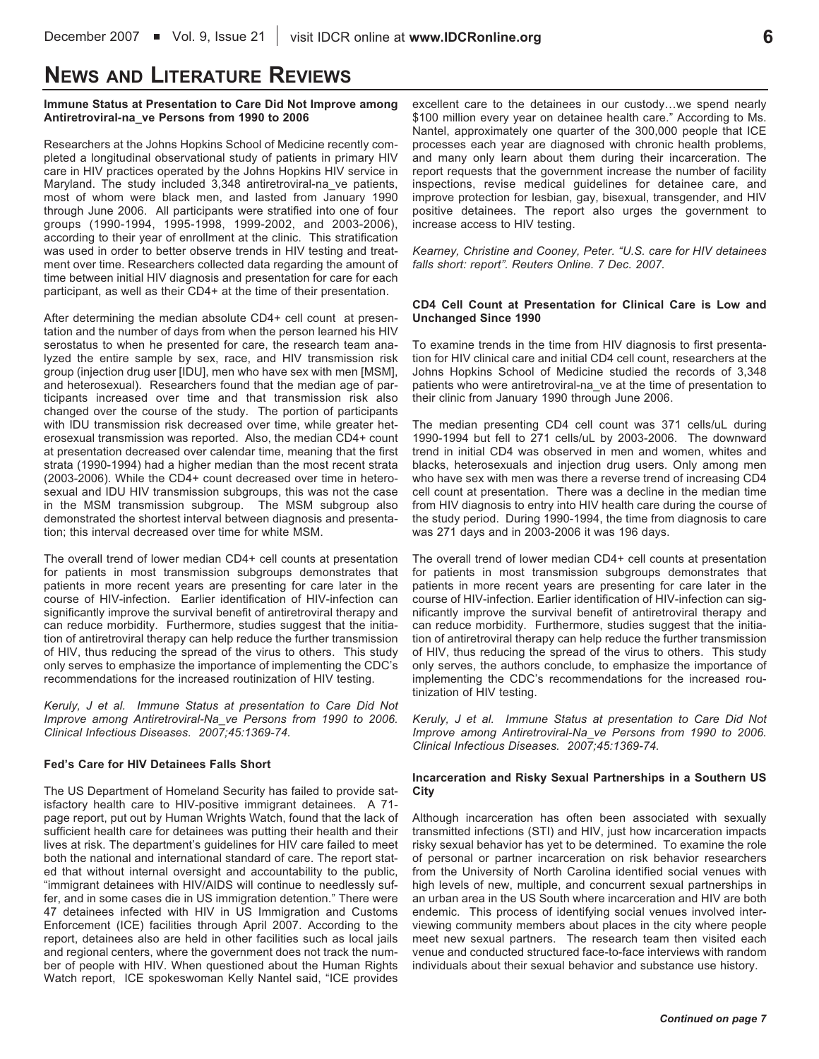## NEWS AND LITERATURE REVIEWS

**Immune Status at Presentation to Care Did Not Improve among Antiretroviral-na_ve Persons from 1990 to 2006**

Researchers at the Johns Hopkins School of Medicine recently completed a longitudinal observational study of patients in primary HIV care in HIV practices operated by the Johns Hopkins HIV service in Maryland. The study included 3,348 antiretroviral-na_ve patients, most of whom were black men, and lasted from January 1990 through June 2006. All participants were stratified into one of four groups (1990-1994, 1995-1998, 1999-2002, and 2003-2006), according to their year of enrollment at the clinic. This stratification was used in order to better observe trends in HIV testing and treatment over time. Researchers collected data regarding the amount of time between initial HIV diagnosis and presentation for care for each participant, as well as their CD4+ at the time of their presentation.

After determining the median absolute CD4+ cell count at presentation and the number of days from when the person learned his HIV serostatus to when he presented for care, the research team analyzed the entire sample by sex, race, and HIV transmission risk group (injection drug user [IDU], men who have sex with men [MSM], and heterosexual). Researchers found that the median age of participants increased over time and that transmission risk also changed over the course of the study. The portion of participants with IDU transmission risk decreased over time, while greater heterosexual transmission was reported. Also, the median CD4+ count at presentation decreased over calendar time, meaning that the first strata (1990-1994) had a higher median than the most recent strata (2003-2006). While the CD4+ count decreased over time in heterosexual and IDU HIV transmission subgroups, this was not the case in the MSM transmission subgroup. The MSM subgroup also demonstrated the shortest interval between diagnosis and presentation; this interval decreased over time for white MSM.

The overall trend of lower median CD4+ cell counts at presentation for patients in most transmission subgroups demonstrates that patients in more recent years are presenting for care later in the course of HIV-infection. Earlier identification of HIV-infection can significantly improve the survival benefit of antiretroviral therapy and can reduce morbidity. Furthermore, studies suggest that the initiation of antiretroviral therapy can help reduce the further transmission of HIV, thus reducing the spread of the virus to others. This study only serves to emphasize the importance of implementing the CDC's recommendations for the increased routinization of HIV testing.

*Keruly, J et al. Immune Status at presentation to Care Did Not Improve among Antiretroviral-Na_ve Persons from 1990 to 2006. Clinical Infectious Diseases. 2007;45:1369-74.*

**Fed's Care for HIV Detainees Falls Short**

The US Department of Homeland Security has failed to provide satisfactory health care to HIV-positive immigrant detainees. A 71-page report, put out by Human Wrights Watch, found that the lack of sufficient health care for detainees was putting their health and their lives at risk. The department's guidelines for HIV care failed to meet both the national and international standard of care. The report stated that without internal oversight and accountability to the public, "immigrant detainees with HIV/AIDS will continue to needlessly suffer, and in some cases die in US immigration detention." There were 47 detainees infected with HIV in US Immigration and Customs Enforcement (ICE) facilities through April 2007. According to the report, detainees also are held in other facilities such as local jails and regional centers, where the government does not track the number of people with HIV. When questioned about the Human Rights Watch report, ICE spokeswoman Kelly Nantel said, "ICE provides excellent care to the detainees in our custody…we spend nearly $100 million every year on detainee health care." According to Ms. Nantel, approximately one quarter of the 300,000 people that ICE processes each year are diagnosed with chronic health problems, and many only learn about them during their incarceration. The report requests that the government increase the number of facility inspections, revise medical guidelines for detainee care, and improve protection for lesbian, gay, bisexual, transgender, and HIV positive detainees. The report also urges the government to increase access to HIV testing.

*Kearney, Christine and Cooney, Peter. "U.S. care for HIV detainees falls short: report". Reuters Online. 7 Dec. 2007.*

**CD4 Cell Count at Presentation for Clinical Care is Low and Unchanged Since 1990**

To examine trends in the time from HIV diagnosis to first presentation for HIV clinical care and initial CD4 cell count, researchers at the Johns Hopkins School of Medicine studied the records of 3,348 patients who were antiretroviral-na_ve at the time of presentation to their clinic from January 1990 through June 2006.

The median presenting CD4 cell count was 371 cells/uL during 1990-1994 but fell to 271 cells/uL by 2003-2006. The downward trend in initial CD4 was observed in men and women, whites and blacks, heterosexuals and injection drug users. Only among men who have sex with men was there a reverse trend of increasing CD4 cell count at presentation. There was a decline in the median time from HIV diagnosis to entry into HIV health care during the course of the study period. During 1990-1994, the time from diagnosis to care was 271 days and in 2003-2006 it was 196 days.

The overall trend of lower median CD4+ cell counts at presentation for patients in most transmission subgroups demonstrates that patients in more recent years are presenting for care later in the course of HIV-infection. Earlier identification of HIV-infection can significantly improve the survival benefit of antiretroviral therapy and can reduce morbidity. Furthermore, studies suggest that the initiation of antiretroviral therapy can help reduce the further transmission of HIV, thus reducing the spread of the virus to others. This study only serves, the authors conclude, to emphasize the importance of implementing the CDC's recommendations for the increased routinization of HIV testing.

*Keruly, J et al. Immune Status at presentation to Care Did Not Improve among Antiretroviral-Na_ve Persons from 1990 to 2006. Clinical Infectious Diseases. 2007;45:1369-74.*

**Incarceration and Risky Sexual Partnerships in a Southern US City**

Although incarceration has often been associated with sexually transmitted infections (STI) and HIV, just how incarceration impacts risky sexual behavior has yet to be determined. To examine the role of personal or partner incarceration on risk behavior researchers from the University of North Carolina identified social venues with high levels of new, multiple, and concurrent sexual partnerships in an urban area in the US South where incarceration and HIV are both endemic. This process of identifying social venues involved interviewing community members about places in the city where people meet new sexual partners. The research team then visited each venue and conducted structured face-to-face interviews with random individuals about their sexual behavior and substance use history.

*Continued on page 7*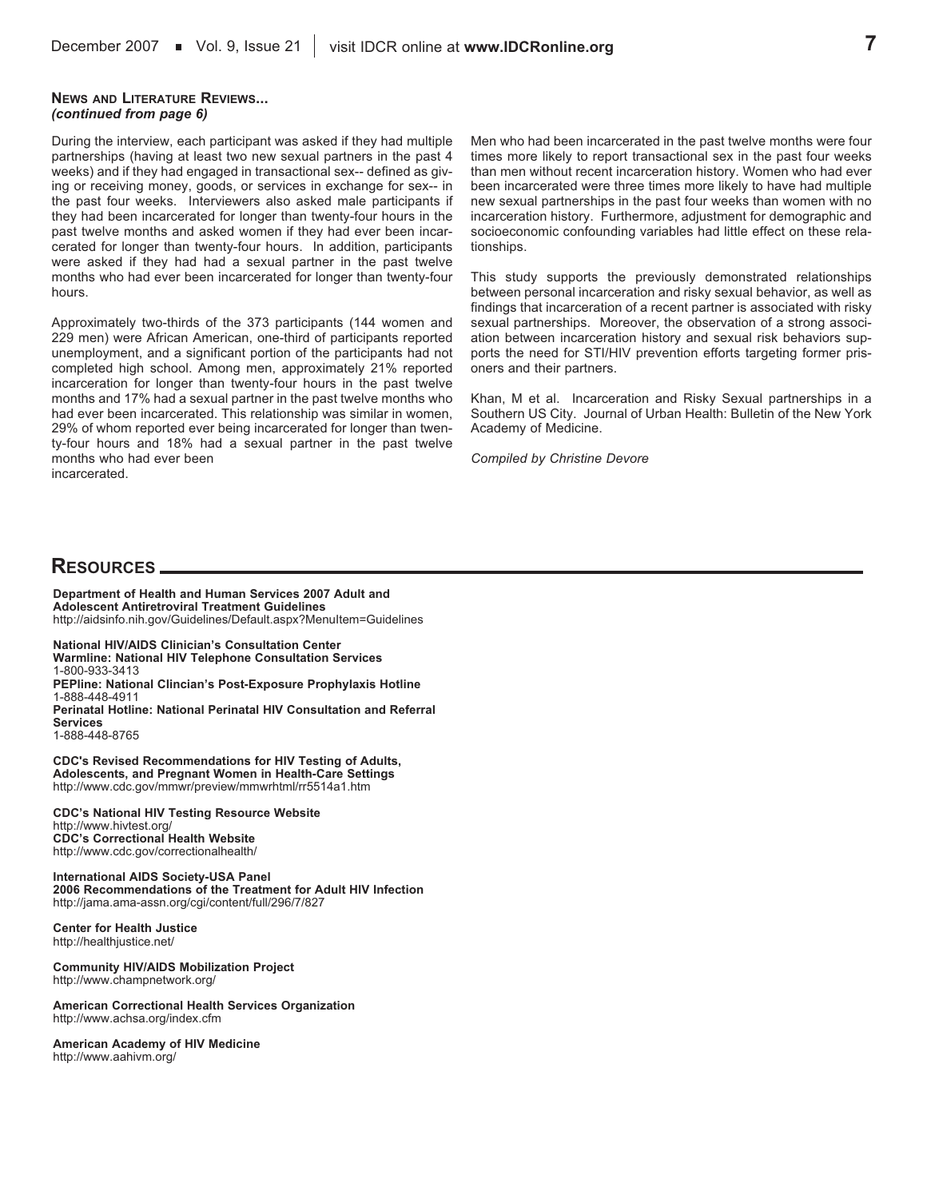**News and Literature Reviews...**
***(continued from page 6)***

During the interview, each participant was asked if they had multiple partnerships (having at least two new sexual partners in the past 4 weeks) and if they had engaged in transactional sex-- defined as giving or receiving money, goods, or services in exchange for sex-- in the past four weeks. Interviewers also asked male participants if they had been incarcerated for longer than twenty-four hours in the past twelve months and asked women if they had ever been incarcerated for longer than twenty-four hours. In addition, participants were asked if they had had a sexual partner in the past twelve months who had ever been incarcerated for longer than twenty-four hours.

Approximately two-thirds of the 373 participants (144 women and 229 men) were African American, one-third of participants reported unemployment, and a significant portion of the participants had not completed high school. Among men, approximately 21% reported incarceration for longer than twenty-four hours in the past twelve months and 17% had a sexual partner in the past twelve months who had ever been incarcerated. This relationship was similar in women, 29% of whom reported ever being incarcerated for longer than twenty-four hours and 18% had a sexual partner in the past twelve months who had ever been incarcerated.

Men who had been incarcerated in the past twelve months were four times more likely to report transactional sex in the past four weeks than men without recent incarceration history. Women who had ever been incarcerated were three times more likely to have had multiple new sexual partnerships in the past four weeks than women with no incarceration history. Furthermore, adjustment for demographic and socioeconomic confounding variables had little effect on these relationships.

This study supports the previously demonstrated relationships between personal incarceration and risky sexual behavior, as well as findings that incarceration of a recent partner is associated with risky sexual partnerships. Moreover, the observation of a strong association between incarceration history and sexual risk behaviors supports the need for STI/HIV prevention efforts targeting former prisoners and their partners.

Khan, M et al. Incarceration and Risky Sexual partnerships in a Southern US City. Journal of Urban Health: Bulletin of the New York Academy of Medicine.

*Compiled by Christine Devore*

## Resources

**Department of Health and Human Services 2007 Adult and Adolescent Antiretroviral Treatment Guidelines**
http://aidsinfo.nih.gov/Guidelines/Default.aspx?MenuItem=Guidelines

**National HIV/AIDS Clinician's Consultation Center**
**Warmline: National HIV Telephone Consultation Services**
1-800-933-3413
**PEPline: National Clincian's Post-Exposure Prophylaxis Hotline**
1-888-448-4911
**Perinatal Hotline: National Perinatal HIV Consultation and Referral Services**
1-888-448-8765

**CDC's Revised Recommendations for HIV Testing of Adults, Adolescents, and Pregnant Women in Health-Care Settings**
http://www.cdc.gov/mmwr/preview/mmwrhtml/rr5514a1.htm

**CDC's National HIV Testing Resource Website**
http://www.hivtest.org/
**CDC's Correctional Health Website**
http://www.cdc.gov/correctionalhealth/

**International AIDS Society-USA Panel**
**2006 Recommendations of the Treatment for Adult HIV Infection**
http://jama.ama-assn.org/cgi/content/full/296/7/827

**Center for Health Justice**
http://healthjustice.net/

**Community HIV/AIDS Mobilization Project**
http://www.champnetwork.org/

**American Correctional Health Services Organization**
http://www.achsa.org/index.cfm

**American Academy of HIV Medicine**
http://www.aahivm.org/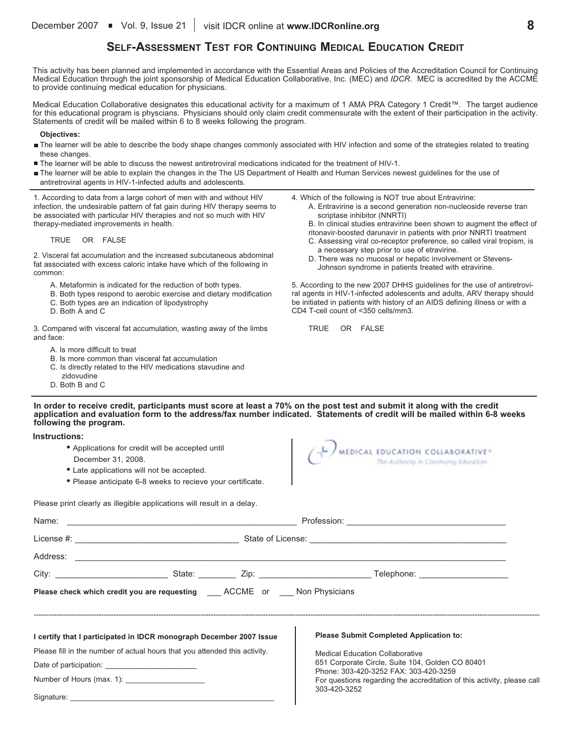## SELF-ASSESSMENT TEST FOR CONTINUING MEDICAL EDUCATION CREDIT

This activity has been planned and implemented in accordance with the Essential Areas and Policies of the Accreditation Council for Continuing Medical Education through the joint sponsorship of Medical Education Collaborative, Inc. (MEC) and *IDCR*. MEC is accredited by the ACCME to provide continuing medical education for physicians.

Medical Education Collaborative designates this educational activity for a maximum of 1 AMA PRA Category 1 Credit™. The target audience for this educational program is physcians. Physicians should only claim credit commensurate with the extent of their participation in the activity. Statements of credit will be mailed within 6 to 8 weeks following the program.

**Objectives:**

- The learner will be able to describe the body shape changes commonly associated with HIV infection and some of the strategies related to treating these changes.
- The learner will be able to discuss the newest antiretroviral medications indicated for the treatment of HIV-1.
- The learner will be able to explain the changes in the The US Department of Health and Human Services newest guidelines for the use of antiretroviral agents in HIV-1-infected adults and adolescents.

---

1. According to data from a large cohort of men with and without HIV infection, the undesirable pattern of fat gain during HIV therapy seems to be associated with particular HIV therapies and not so much with HIV therapy-mediated improvements in health.

   TRUE OR FALSE

2. Visceral fat accumulation and the increased subcutaneous abdominal fat associated with excess caloric intake have which of the following in common:

   A. Metaformin is indicated for the reduction of both types.
   B. Both types respond to aerobic exercise and dietary modification
   C. Both types are an indication of lipodystrophy
   D. Both A and C

3. Compared with visceral fat accumulation, wasting away of the limbs and face:

   A. Is more difficult to treat
   B. Is more common than visceral fat accumulation
   C. Is directly related to the HIV medications stavudine and zidovudine
   D. Both B and C

4. Which of the following is NOT true about Entravirine:

   A. Entravirine is a second generation non-nucleoside reverse tran scriptase inhibitor (NNRTI)
   B. In clinical studies entravirine been shown to augment the effect of ritonavir-boosted darunavir in patients with prior NNRTI treatment
   C. Assessing viral co-receptor preference, so called viral tropism, is a necessary step prior to use of etravirine.
   D. There was no mucosal or hepatic involvement or Stevens-Johnson syndrome in patients treated with etravirine.

5. According to the new 2007 DHHS guidelines for the use of antiretroviral agents in HIV-1-infected adolescents and adults, ARV therapy should be initiated in patients with history of an AIDS defining illness or with a CD4 T-cell count of <350 cells/mm3.

   TRUE OR FALSE

---

**In order to receive credit, participants must score at least a 70% on the post test and submit it along with the credit application and evaluation form to the address/fax number indicated. Statements of credit will be mailed within 6-8 weeks following the program.**

**Instructions:**

- Applications for credit will be accepted until December 31, 2008.
- Late applications will not be accepted.
- Please anticipate 6-8 weeks to recieve your certificate.

MEDICAL EDUCATION COLLABORATIVE®
*The Authority in Continuing Education*

Please print clearly as illegible applications will result in a delay.

Name: ______________________ Profession: ______________________

License #: ______________________ State of License: ______________________

Address: ____________________________________________

City: ______________ State: ________ Zip: ______________ Telephone: ______________

**Please check which credit you are requesting** ___ ACCME or ___ Non Physicians

---

**I certify that I participated in IDCR monograph December 2007 Issue**

Please fill in the number of actual hours that you attended this activity.

Date of participation: ______________________

Number of Hours (max. 1): ______________________

Signature: ______________________

**Please Submit Completed Application to:**

Medical Education Collaborative
651 Corporate Circle, Suite 104, Golden CO 80401
Phone: 303-420-3252 FAX: 303-420-3259
For questions regarding the accreditation of this activity, please call 303-420-3252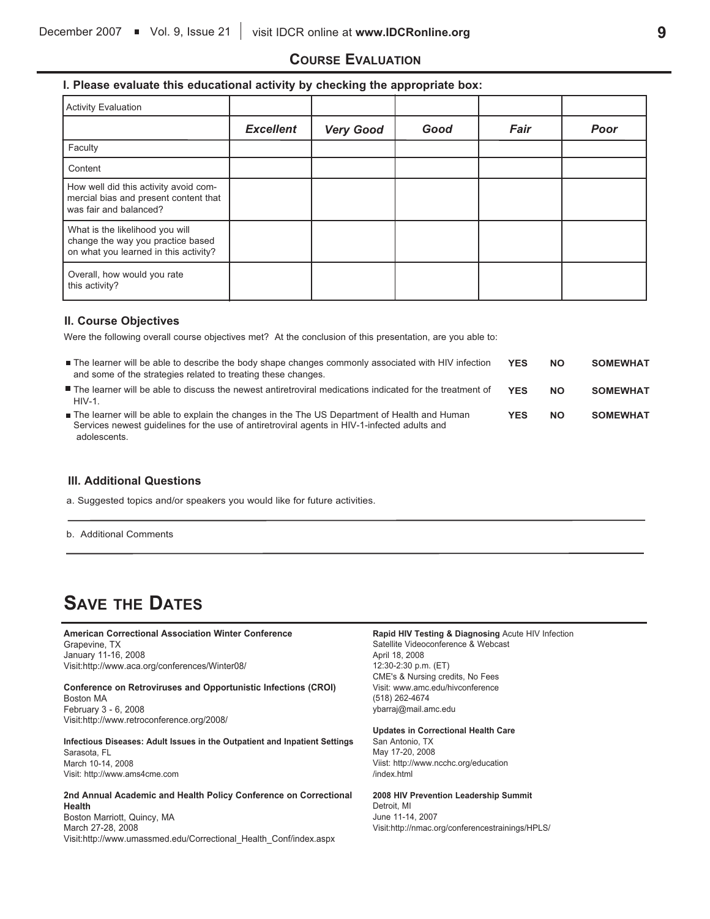## Course Evaluation

**I. Please evaluate this educational activity by checking the appropriate box:**

| Activity Evaluation | | | | | |
|---|---|---|---|---|---|
| | ***Excellent*** | ***Very Good*** | ***Good*** | ***Fair*** | ***Poor*** |
| Faculty | | | | | |
| Content | | | | | |
| How well did this activity avoid commercial bias and present content that was fair and balanced? | | | | | |
| What is the likelihood you will change the way you practice based on what you learned in this activity? | | | | | |
| Overall, how would you rate this activity? | | | | | |

### II. Course Objectives

Were the following overall course objectives met? At the conclusion of this presentation, are you able to:

- The learner will be able to describe the body shape changes commonly associated with HIV infection and some of the strategies related to treating these changes. **YES** **NO** **SOMEWHAT**
- The learner will be able to discuss the newest antiretroviral medications indicated for the treatment of HIV-1. **YES** **NO** **SOMEWHAT**
- The learner will be able to explain the changes in the The US Department of Health and Human Services newest guidelines for the use of antiretroviral agents in HIV-1-infected adults and adolescents. **YES** **NO** **SOMEWHAT**

### III. Additional Questions

a. Suggested topics and/or speakers you would like for future activities.

b. Additional Comments

## Save the Dates

**American Correctional Association Winter Conference**
Grapevine, TX
January 11-16, 2008
Visit:http://www.aca.org/conferences/Winter08/

**Conference on Retroviruses and Opportunistic Infections (CROI)**
Boston MA
February 3 - 6, 2008
Visit:http://www.retroconference.org/2008/

**Infectious Diseases: Adult Issues in the Outpatient and Inpatient Settings**
Sarasota, FL
March 10-14, 2008
Visit: http://www.ams4cme.com

**2nd Annual Academic and Health Policy Conference on Correctional Health**
Boston Marriott, Quincy, MA
March 27-28, 2008
Visit:http://www.umassmed.edu/Correctional_Health_Conf/index.aspx

**Rapid HIV Testing & Diagnosing** Acute HIV Infection
Satellite Videoconference & Webcast
April 18, 2008
12:30-2:30 p.m. (ET)
CME's & Nursing credits, No Fees
Visit: www.amc.edu/hivconference
(518) 262-4674
ybarraj@mail.amc.edu

**Updates in Correctional Health Care**
San Antonio, TX
May 17-20, 2008
Viist: http://www.ncchc.org/education
/index.html

**2008 HIV Prevention Leadership Summit**
Detroit, MI
June 11-14, 2007
Visit:http://nmac.org/conferencestrainings/HPLS/